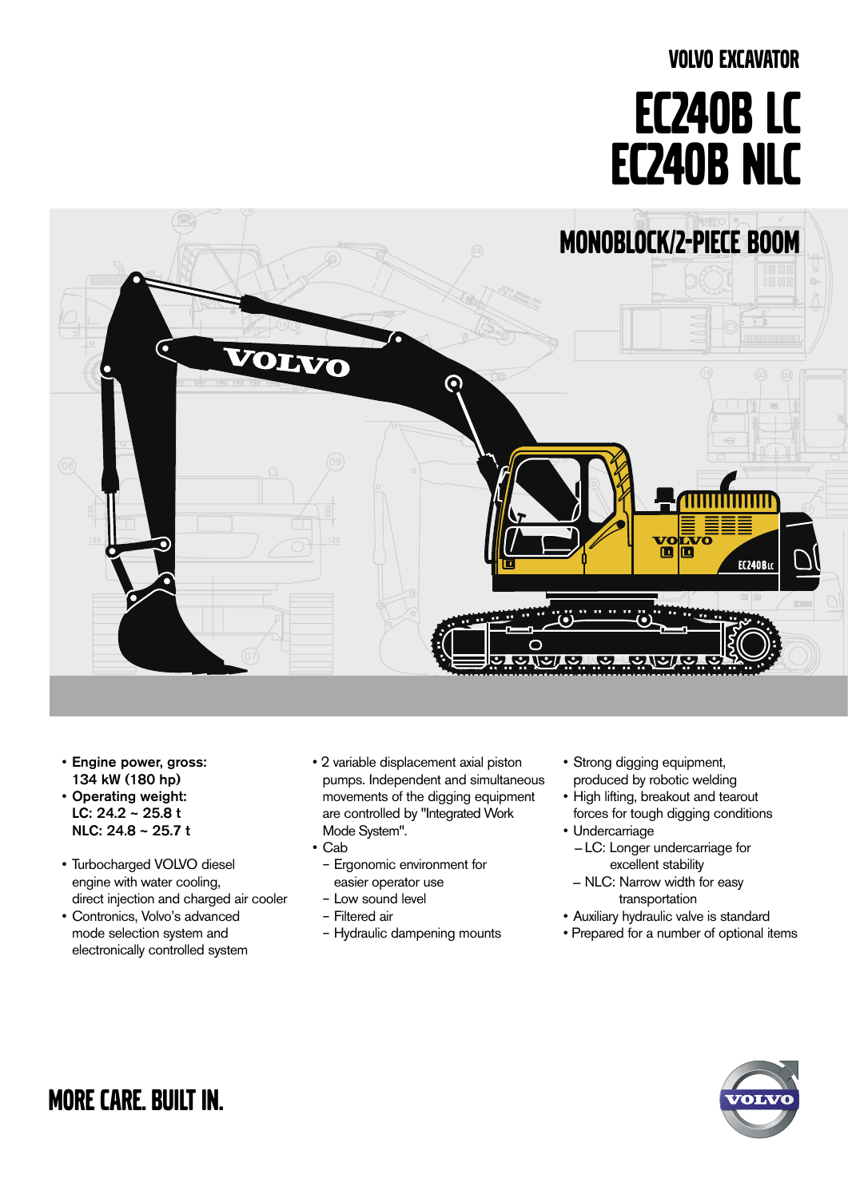VOLVO EXCAVATOR

# EC240B LC
# EC240B NLC

## MONOBLOCK/2-PIECE BOOM

- **Engine power, gross: 134 kW (180 hp)**
- **Operating weight: LC: 24.2 ~ 25.8 t NLC: 24.8 ~ 25.7 t**

- Turbocharged VOLVO diesel engine with water cooling, direct injection and charged air cooler
- Contronics, Volvo's advanced mode selection system and electronically controlled system

- 2 variable displacement axial piston pumps. Independent and simultaneous movements of the digging equipment are controlled by "Integrated Work Mode System".
- Cab
  - Ergonomic environment for easier operator use
  - Low sound level
  - Filtered air
  - Hydraulic dampening mounts

- Strong digging equipment, produced by robotic welding
- High lifting, breakout and tearout forces for tough digging conditions
- Undercarriage
  - LC: Longer undercarriage for excellent stability
  - NLC: Narrow width for easy transportation
- Auxiliary hydraulic valve is standard
- Prepared for a number of optional items

MORE CARE. BUILT IN.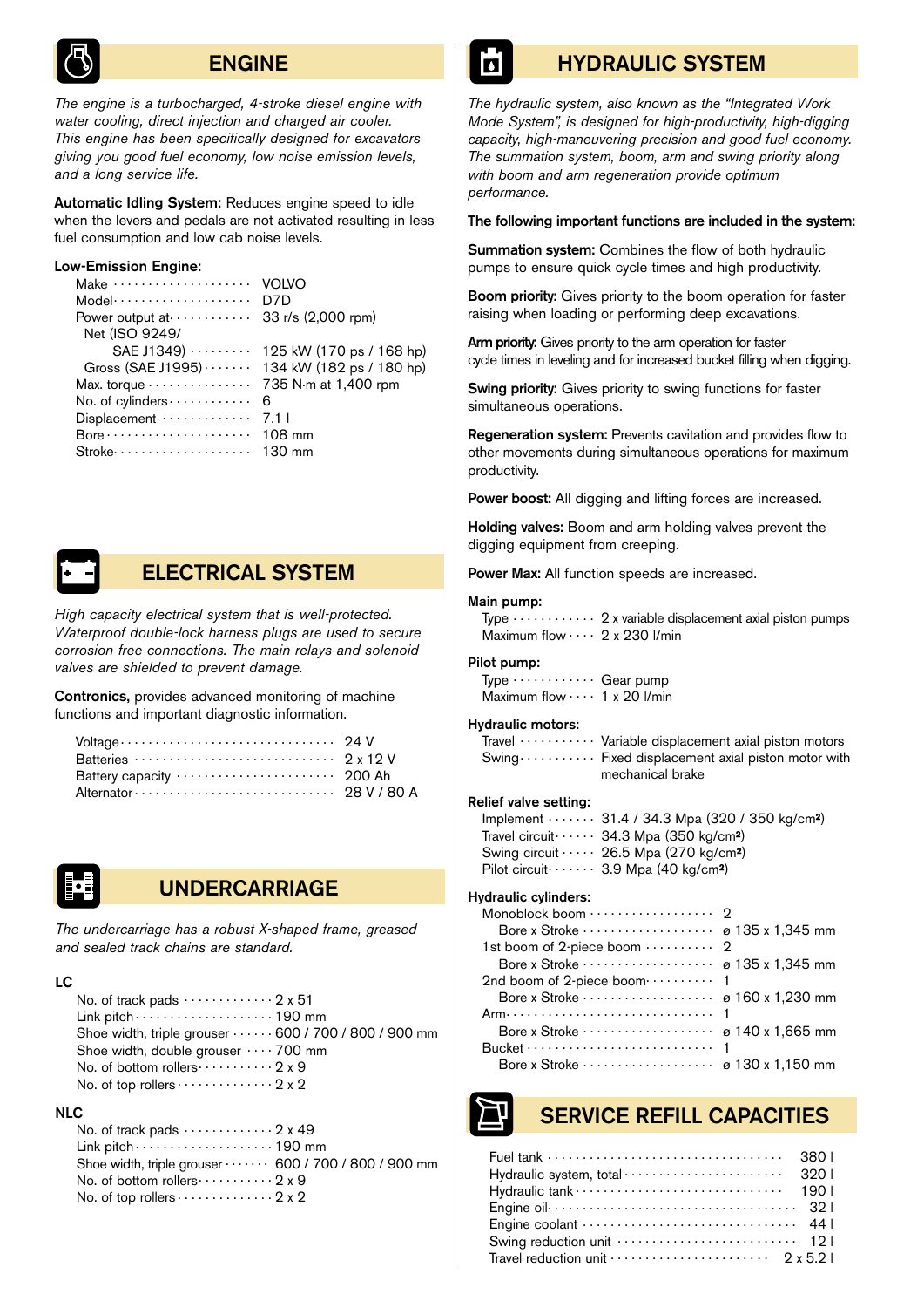## ENGINE

*The engine is a turbocharged, 4-stroke diesel engine with water cooling, direct injection and charged air cooler. This engine has been specifically designed for excavators giving you good fuel economy, low noise emission levels, and a long service life.*

**Automatic Idling System:** Reduces engine speed to idle when the levers and pedals are not activated resulting in less fuel consumption and low cab noise levels.

**Low-Emission Engine:**

| | |
|---|---|
| Make | VOLVO |
| Model | D7D |
| Power output at | 33 r/s (2,000 rpm) |
| Net (ISO 9249/ SAE J1349) | 125 kW (170 ps / 168 hp) |
| Gross (SAE J1995) | 134 kW (182 ps / 180 hp) |
| Max. torque | 735 N·m at 1,400 rpm |
| No. of cylinders | 6 |
| Displacement | 7.1 l |
| Bore | 108 mm |
| Stroke | 130 mm |

## ELECTRICAL SYSTEM

*High capacity electrical system that is well-protected. Waterproof double-lock harness plugs are used to secure corrosion free connections. The main relays and solenoid valves are shielded to prevent damage.*

**Contronics,** provides advanced monitoring of machine functions and important diagnostic information.

| | |
|---|---|
| Voltage | 24 V |
| Batteries | 2 x 12 V |
| Battery capacity | 200 Ah |
| Alternator | 28 V / 80 A |

## UNDERCARRIAGE

*The undercarriage has a robust X-shaped frame, greased and sealed track chains are standard.*

**LC**

| | |
|---|---|
| No. of track pads | 2 x 51 |
| Link pitch | 190 mm |
| Shoe width, triple grouser | 600 / 700 / 800 / 900 mm |
| Shoe width, double grouser | 700 mm |
| No. of bottom rollers | 2 x 9 |
| No. of top rollers | 2 x 2 |

**NLC**

| | |
|---|---|
| No. of track pads | 2 x 49 |
| Link pitch | 190 mm |
| Shoe width, triple grouser | 600 / 700 / 800 / 900 mm |
| No. of bottom rollers | 2 x 9 |
| No. of top rollers | 2 x 2 |

## HYDRAULIC SYSTEM

*The hydraulic system, also known as the "Integrated Work Mode System", is designed for high-productivity, high-digging capacity, high-maneuvering precision and good fuel economy. The summation system, boom, arm and swing priority along with boom and arm regeneration provide optimum performance.*

**The following important functions are included in the system:**

**Summation system:** Combines the flow of both hydraulic pumps to ensure quick cycle times and high productivity.

**Boom priority:** Gives priority to the boom operation for faster raising when loading or performing deep excavations.

**Arm priority:** Gives priority to the arm operation for faster cycle times in leveling and for increased bucket filling when digging.

**Swing priority:** Gives priority to swing functions for faster simultaneous operations.

**Regeneration system:** Prevents cavitation and provides flow to other movements during simultaneous operations for maximum productivity.

**Power boost:** All digging and lifting forces are increased.

**Holding valves:** Boom and arm holding valves prevent the digging equipment from creeping.

**Power Max:** All function speeds are increased.

**Main pump:**

| | |
|---|---|
| Type | 2 x variable displacement axial piston pumps |
| Maximum flow | 2 x 230 l/min |

**Pilot pump:**

| | |
|---|---|
| Type | Gear pump |
| Maximum flow | 1 x 20 l/min |

**Hydraulic motors:**

| | |
|---|---|
| Travel | Variable displacement axial piston motors |
| Swing | Fixed displacement axial piston motor with mechanical brake |

**Relief valve setting:**

| | |
|---|---|
| Implement | 31.4 / 34.3 Mpa (320 / 350 kg/cm²) |
| Travel circuit | 34.3 Mpa (350 kg/cm²) |
| Swing circuit | 26.5 Mpa (270 kg/cm²) |
| Pilot circuit | 3.9 Mpa (40 kg/cm²) |

**Hydraulic cylinders:**

| | |
|---|---|
| Monoblock boom | 2 |
| Bore x Stroke | ø 135 x 1,345 mm |
| 1st boom of 2-piece boom | 2 |
| Bore x Stroke | ø 135 x 1,345 mm |
| 2nd boom of 2-piece boom | 1 |
| Bore x Stroke | ø 160 x 1,230 mm |
| Arm | 1 |
| Bore x Stroke | ø 140 x 1,665 mm |
| Bucket | 1 |
| Bore x Stroke | ø 130 x 1,150 mm |

## SERVICE REFILL CAPACITIES

| | |
|---|---|
| Fuel tank | 380 l |
| Hydraulic system, total | 320 l |
| Hydraulic tank | 190 l |
| Engine oil | 32 l |
| Engine coolant | 44 l |
| Swing reduction unit | 12 l |
| Travel reduction unit | 2 x 5.2 l |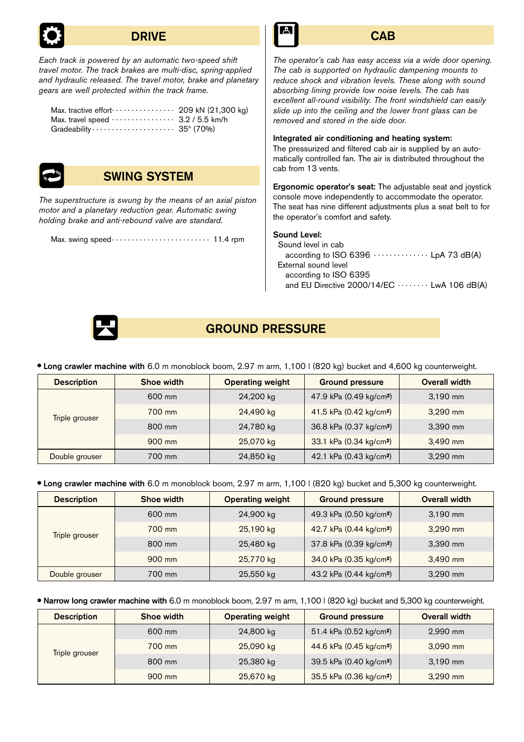## DRIVE

*Each track is powered by an automatic two-speed shift travel motor. The track brakes are multi-disc, spring-applied and hydraulic released. The travel motor, brake and planetary gears are well protected within the track frame.*

Max. tractive effort ................ 209 kN (21,300 kg)
Max. travel speed ................ 3.2 / 5.5 km/h
Gradeability ..................... 35° (70%)

## SWING SYSTEM

*The superstructure is swung by the means of an axial piston motor and a planetary reduction gear. Automatic swing holding brake and anti-rebound valve are standard.*

Max. swing speed ......................... 11.4 rpm

## CAB

*The operator's cab has easy access via a wide door opening. The cab is supported on hydraulic dampening mounts to reduce shock and vibration levels. These along with sound absorbing lining provide low noise levels. The cab has excellent all-round visibility. The front windshield can easily slide up into the ceiling and the lower front glass can be removed and stored in the side door.*

**Integrated air conditioning and heating system:**
The pressurized and filtered cab air is supplied by an automatically controlled fan. The air is distributed throughout the cab from 13 vents.

**Ergonomic operator's seat:** The adjustable seat and joystick console move independently to accommodate the operator. The seat has nine different adjustments plus a seat belt to for the operator's comfort and safety.

**Sound Level:**
Sound level in cab
according to ISO 6396 .............. LpA 73 dB(A)
External sound level
according to ISO 6395
and EU Directive 2000/14/EC ........ LwA 106 dB(A)

## GROUND PRESSURE

- **Long crawler machine with** 6.0 m monoblock boom, 2.97 m arm, 1,100 l (820 kg) bucket and 4,600 kg counterweight.

| Description | Shoe width | Operating weight | Ground pressure | Overall width |
|---|---|---|---|---|
| Triple grouser | 600 mm | 24,200 kg | 47.9 kPa (0.49 kg/cm²) | 3,190 mm |
| | 700 mm | 24,490 kg | 41.5 kPa (0.42 kg/cm²) | 3,290 mm |
| | 800 mm | 24,780 kg | 36.8 kPa (0.37 kg/cm²) | 3,390 mm |
| | 900 mm | 25,070 kg | 33.1 kPa (0.34 kg/cm²) | 3,490 mm |
| Double grouser | 700 mm | 24,850 kg | 42.1 kPa (0.43 kg/cm²) | 3,290 mm |

- **Long crawler machine with** 6.0 m monoblock boom, 2.97 m arm, 1,100 l (820 kg) bucket and 5,300 kg counterweight.

| Description | Shoe width | Operating weight | Ground pressure | Overall width |
|---|---|---|---|---|
| Triple grouser | 600 mm | 24,900 kg | 49.3 kPa (0.50 kg/cm²) | 3,190 mm |
| | 700 mm | 25,190 kg | 42.7 kPa (0.44 kg/cm²) | 3,290 mm |
| | 800 mm | 25,480 kg | 37.8 kPa (0.39 kg/cm²) | 3,390 mm |
| | 900 mm | 25,770 kg | 34.0 kPa (0.35 kg/cm²) | 3,490 mm |
| Double grouser | 700 mm | 25,550 kg | 43.2 kPa (0.44 kg/cm²) | 3,290 mm |

- **Narrow long crawler machine with** 6.0 m monoblock boom, 2.97 m arm, 1,100 l (820 kg) bucket and 5,300 kg counterweight.

| Description | Shoe width | Operating weight | Ground pressure | Overall width |
|---|---|---|---|---|
| Triple grouser | 600 mm | 24,800 kg | 51.4 kPa (0.52 kg/cm²) | 2,990 mm |
| | 700 mm | 25,090 kg | 44.6 kPa (0.45 kg/cm²) | 3,090 mm |
| | 800 mm | 25,380 kg | 39.5 kPa (0.40 kg/cm²) | 3,190 mm |
| | 900 mm | 25,670 kg | 35.5 kPa (0.36 kg/cm²) | 3,290 mm |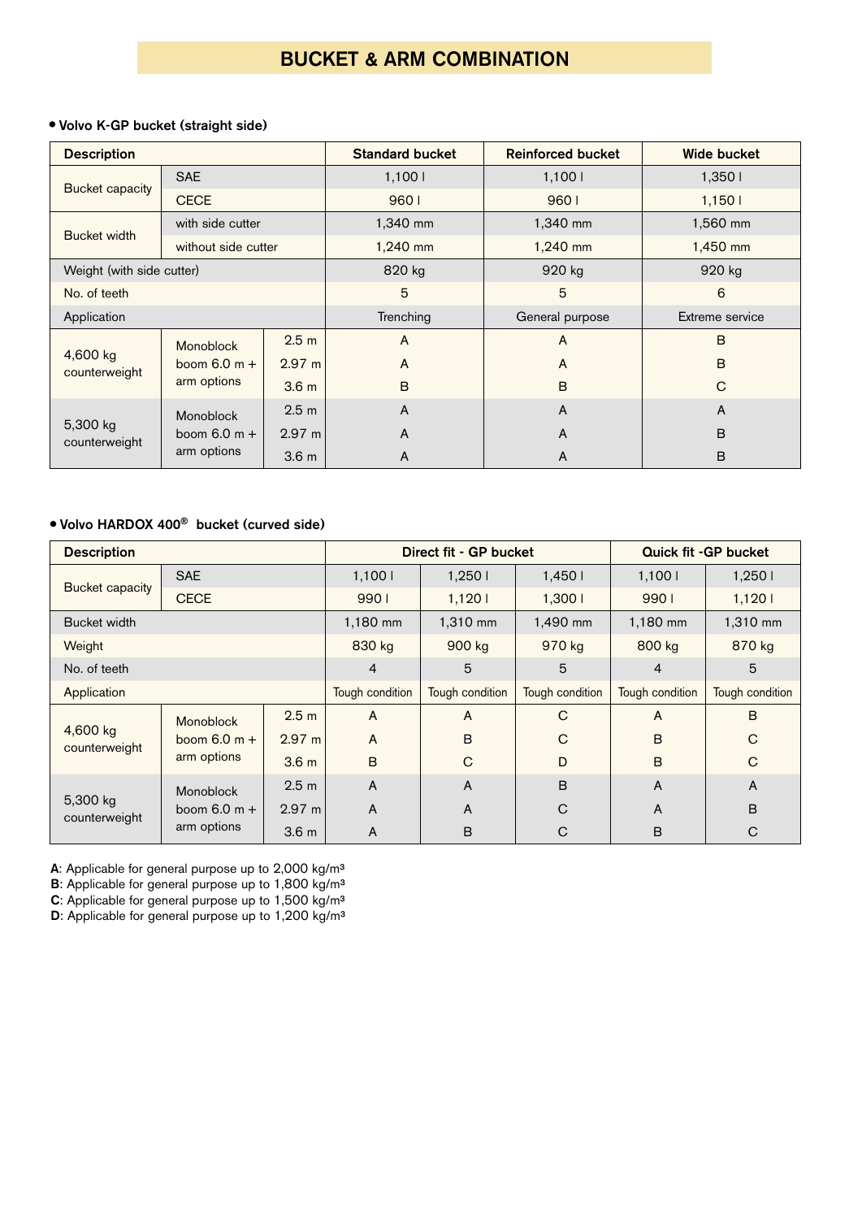# BUCKET & ARM COMBINATION

- **Volvo K-GP bucket (straight side)**

| Description | | | Standard bucket | Reinforced bucket | Wide bucket |
|---|---|---|---|---|---|
| Bucket capacity | SAE | | 1,100 l | 1,100 l | 1,350 l |
| | CECE | | 960 l | 960 l | 1,150 l |
| Bucket width | with side cutter | | 1,340 mm | 1,340 mm | 1,560 mm |
| | without side cutter | | 1,240 mm | 1,240 mm | 1,450 mm |
| Weight (with side cutter) | | | 820 kg | 920 kg | 920 kg |
| No. of teeth | | | 5 | 5 | 6 |
| Application | | | Trenching | General purpose | Extreme service |
| 4,600 kg counterweight | Monoblock boom 6.0 m + arm options | 2.5 m | A | A | B |
| | | 2.97 m | A | A | B |
| | | 3.6 m | B | B | C |
| 5,300 kg counterweight | Monoblock boom 6.0 m + arm options | 2.5 m | A | A | A |
| | | 2.97 m | A | A | B |
| | | 3.6 m | A | A | B |

- **Volvo HARDOX 400® bucket (curved side)**

| Description | | | Direct fit - GP bucket | | | Quick fit -GP bucket | |
|---|---|---|---|---|---|---|---|
| Bucket capacity | SAE | | 1,100 l | 1,250 l | 1,450 l | 1,100 l | 1,250 l |
| | CECE | | 990 l | 1,120 l | 1,300 l | 990 l | 1,120 l |
| Bucket width | | | 1,180 mm | 1,310 mm | 1,490 mm | 1,180 mm | 1,310 mm |
| Weight | | | 830 kg | 900 kg | 970 kg | 800 kg | 870 kg |
| No. of teeth | | | 4 | 5 | 5 | 4 | 5 |
| Application | | | Tough condition | Tough condition | Tough condition | Tough condition | Tough condition |
| 4,600 kg counterweight | Monoblock boom 6.0 m + arm options | 2.5 m | A | A | C | A | B |
| | | 2.97 m | A | B | C | B | C |
| | | 3.6 m | B | C | D | B | C |
| 5,300 kg counterweight | Monoblock boom 6.0 m + arm options | 2.5 m | A | A | B | A | A |
| | | 2.97 m | A | A | C | A | B |
| | | 3.6 m | A | B | C | B | C |

**A**: Applicable for general purpose up to 2,000 kg/m³
**B**: Applicable for general purpose up to 1,800 kg/m³
**C**: Applicable for general purpose up to 1,500 kg/m³
**D**: Applicable for general purpose up to 1,200 kg/m³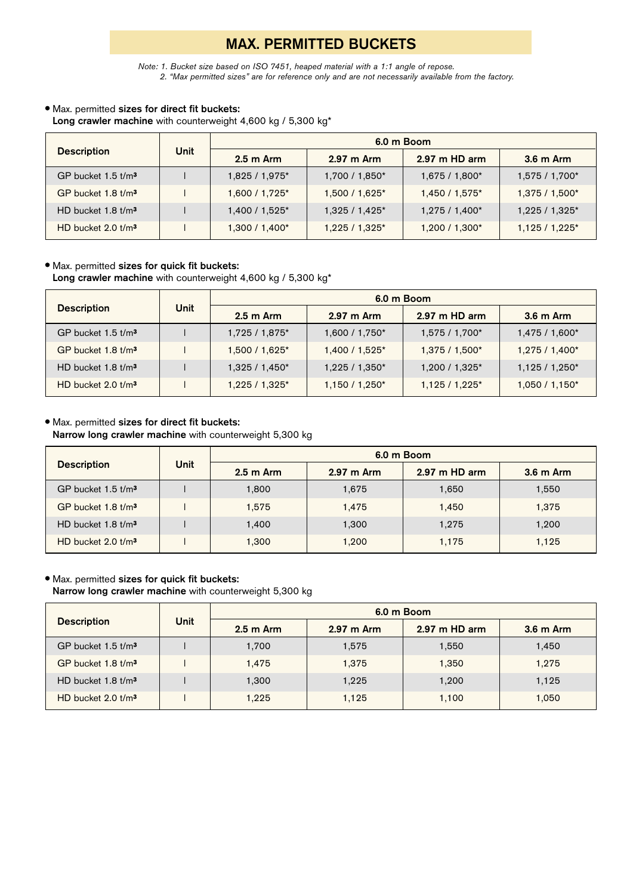# MAX. PERMITTED BUCKETS

*Note: 1. Bucket size based on ISO 7451, heaped material with a 1:1 angle of repose.*
*2. "Max permitted sizes" are for reference only and are not necessarily available from the factory.*

- Max. permitted **sizes for direct fit buckets:**
  **Long crawler machine** with counterweight 4,600 kg / 5,300 kg*

| Description | Unit | 6.0 m Boom | | | |
|---|---|---|---|---|---|
| | | 2.5 m Arm | 2.97 m Arm | 2.97 m HD arm | 3.6 m Arm |
| GP bucket 1.5 t/m³ | l | 1,825 / 1,975* | 1,700 / 1,850* | 1,675 / 1,800* | 1,575 / 1,700* |
| GP bucket 1.8 t/m³ | l | 1,600 / 1,725* | 1,500 / 1,625* | 1,450 / 1,575* | 1,375 / 1,500* |
| HD bucket 1.8 t/m³ | l | 1,400 / 1,525* | 1,325 / 1,425* | 1,275 / 1,400* | 1,225 / 1,325* |
| HD bucket 2.0 t/m³ | l | 1,300 / 1,400* | 1,225 / 1,325* | 1,200 / 1,300* | 1,125 / 1,225* |

- Max. permitted **sizes for quick fit buckets:**
  **Long crawler machine** with counterweight 4,600 kg / 5,300 kg*

| Description | Unit | 6.0 m Boom | | | |
|---|---|---|---|---|---|
| | | 2.5 m Arm | 2.97 m Arm | 2.97 m HD arm | 3.6 m Arm |
| GP bucket 1.5 t/m³ | l | 1,725 / 1,875* | 1,600 / 1,750* | 1,575 / 1,700* | 1,475 / 1,600* |
| GP bucket 1.8 t/m³ | l | 1,500 / 1,625* | 1,400 / 1,525* | 1,375 / 1,500* | 1,275 / 1,400* |
| HD bucket 1.8 t/m³ | l | 1,325 / 1,450* | 1,225 / 1,350* | 1,200 / 1,325* | 1,125 / 1,250* |
| HD bucket 2.0 t/m³ | l | 1,225 / 1,325* | 1,150 / 1,250* | 1,125 / 1,225* | 1,050 / 1,150* |

- Max. permitted **sizes for direct fit buckets:**
  **Narrow long crawler machine** with counterweight 5,300 kg

| Description | Unit | 6.0 m Boom | | | |
|---|---|---|---|---|---|
| | | 2.5 m Arm | 2.97 m Arm | 2.97 m HD arm | 3.6 m Arm |
| GP bucket 1.5 t/m³ | l | 1,800 | 1,675 | 1,650 | 1,550 |
| GP bucket 1.8 t/m³ | l | 1,575 | 1,475 | 1,450 | 1,375 |
| HD bucket 1.8 t/m³ | l | 1,400 | 1,300 | 1,275 | 1,200 |
| HD bucket 2.0 t/m³ | l | 1,300 | 1,200 | 1,175 | 1,125 |

- Max. permitted **sizes for quick fit buckets:**
  **Narrow long crawler machine** with counterweight 5,300 kg

| Description | Unit | 6.0 m Boom | | | |
|---|---|---|---|---|---|
| | | 2.5 m Arm | 2.97 m Arm | 2.97 m HD arm | 3.6 m Arm |
| GP bucket 1.5 t/m³ | l | 1,700 | 1,575 | 1,550 | 1,450 |
| GP bucket 1.8 t/m³ | l | 1,475 | 1,375 | 1,350 | 1,275 |
| HD bucket 1.8 t/m³ | l | 1,300 | 1,225 | 1,200 | 1,125 |
| HD bucket 2.0 t/m³ | l | 1,225 | 1,125 | 1,100 | 1,050 |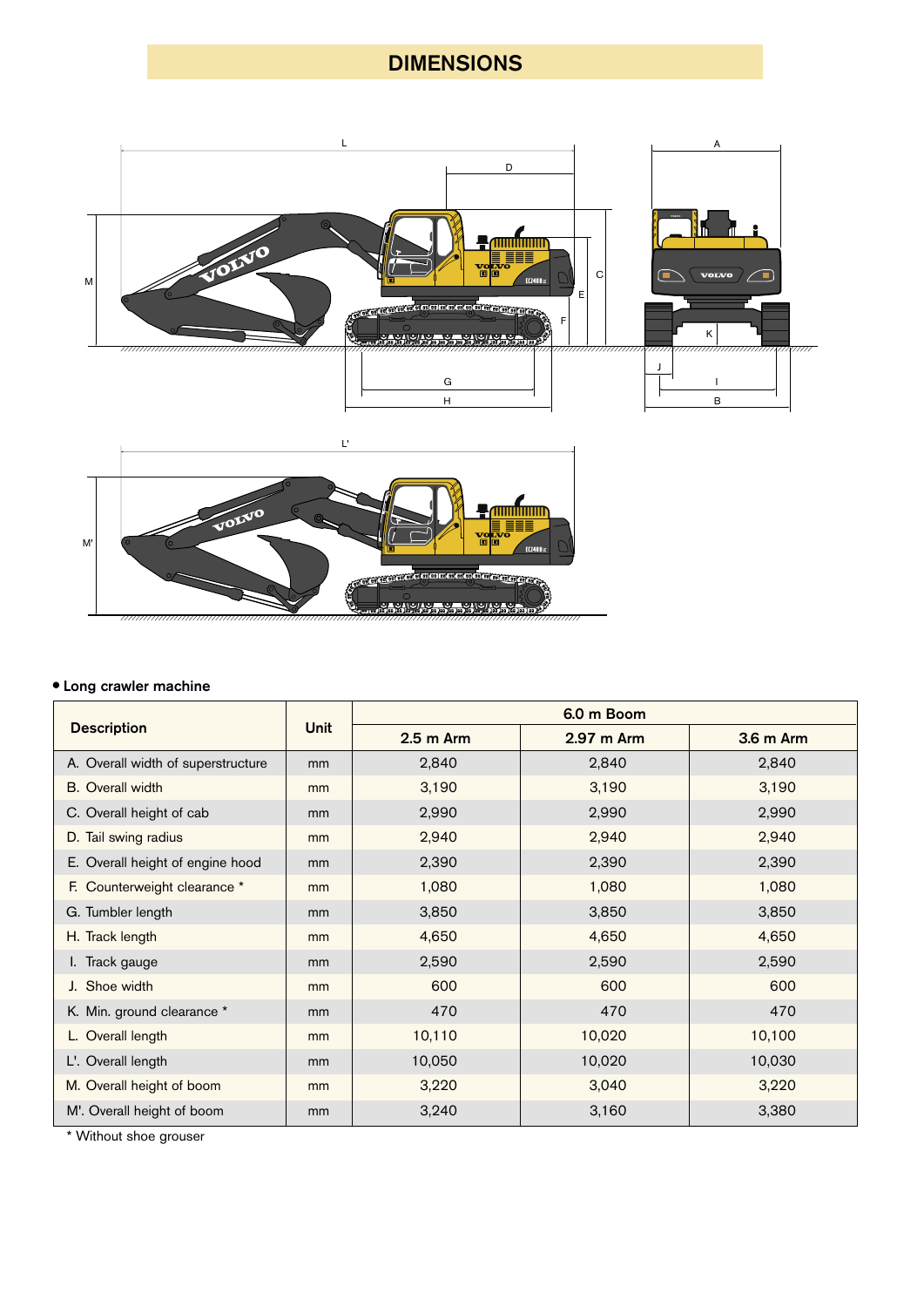# DIMENSIONS

• **Long crawler machine**

| Description | Unit | 6.0 m Boom | | |
|---|---|---|---|---|
| | | 2.5 m Arm | 2.97 m Arm | 3.6 m Arm |
| A. Overall width of superstructure | mm | 2,840 | 2,840 | 2,840 |
| B. Overall width | mm | 3,190 | 3,190 | 3,190 |
| C. Overall height of cab | mm | 2,990 | 2,990 | 2,990 |
| D. Tail swing radius | mm | 2,940 | 2,940 | 2,940 |
| E. Overall height of engine hood | mm | 2,390 | 2,390 | 2,390 |
| F. Counterweight clearance * | mm | 1,080 | 1,080 | 1,080 |
| G. Tumbler length | mm | 3,850 | 3,850 | 3,850 |
| H. Track length | mm | 4,650 | 4,650 | 4,650 |
| I. Track gauge | mm | 2,590 | 2,590 | 2,590 |
| J. Shoe width | mm | 600 | 600 | 600 |
| K. Min. ground clearance * | mm | 470 | 470 | 470 |
| L. Overall length | mm | 10,110 | 10,020 | 10,100 |
| L'. Overall length | mm | 10,050 | 10,020 | 10,030 |
| M. Overall height of boom | mm | 3,220 | 3,040 | 3,220 |
| M'. Overall height of boom | mm | 3,240 | 3,160 | 3,380 |

* Without shoe grouser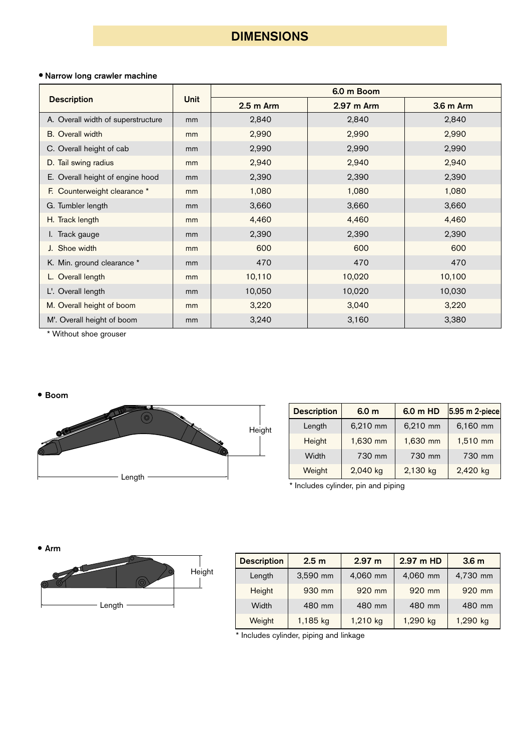# DIMENSIONS

- **Narrow long crawler machine**

| Description | Unit | 6.0 m Boom | | |
|---|---|---|---|---|
| | | 2.5 m Arm | 2.97 m Arm | 3.6 m Arm |
| A. Overall width of superstructure | mm | 2,840 | 2,840 | 2,840 |
| B. Overall width | mm | 2,990 | 2,990 | 2,990 |
| C. Overall height of cab | mm | 2,990 | 2,990 | 2,990 |
| D. Tail swing radius | mm | 2,940 | 2,940 | 2,940 |
| E. Overall height of engine hood | mm | 2,390 | 2,390 | 2,390 |
| F. Counterweight clearance * | mm | 1,080 | 1,080 | 1,080 |
| G. Tumbler length | mm | 3,660 | 3,660 | 3,660 |
| H. Track length | mm | 4,460 | 4,460 | 4,460 |
| I. Track gauge | mm | 2,390 | 2,390 | 2,390 |
| J. Shoe width | mm | 600 | 600 | 600 |
| K. Min. ground clearance * | mm | 470 | 470 | 470 |
| L. Overall length | mm | 10,110 | 10,020 | 10,100 |
| L'. Overall length | mm | 10,050 | 10,020 | 10,030 |
| M. Overall height of boom | mm | 3,220 | 3,040 | 3,220 |
| M'. Overall height of boom | mm | 3,240 | 3,160 | 3,380 |

\* Without shoe grouser

- **Boom**

Height

Length

| Description | 6.0 m | 6.0 m HD | 5.95 m 2-piece |
|---|---|---|---|
| Length | 6,210 mm | 6,210 mm | 6,160 mm |
| Height | 1,630 mm | 1,630 mm | 1,510 mm |
| Width | 730 mm | 730 mm | 730 mm |
| Weight | 2,040 kg | 2,130 kg | 2,420 kg |

\* Includes cylinder, pin and piping

- **Arm**

Height

Length

| Description | 2.5 m | 2.97 m | 2.97 m HD | 3.6 m |
|---|---|---|---|---|
| Length | 3,590 mm | 4,060 mm | 4,060 mm | 4,730 mm |
| Height | 930 mm | 920 mm | 920 mm | 920 mm |
| Width | 480 mm | 480 mm | 480 mm | 480 mm |
| Weight | 1,185 kg | 1,210 kg | 1,290 kg | 1,290 kg |

\* Includes cylinder, piping and linkage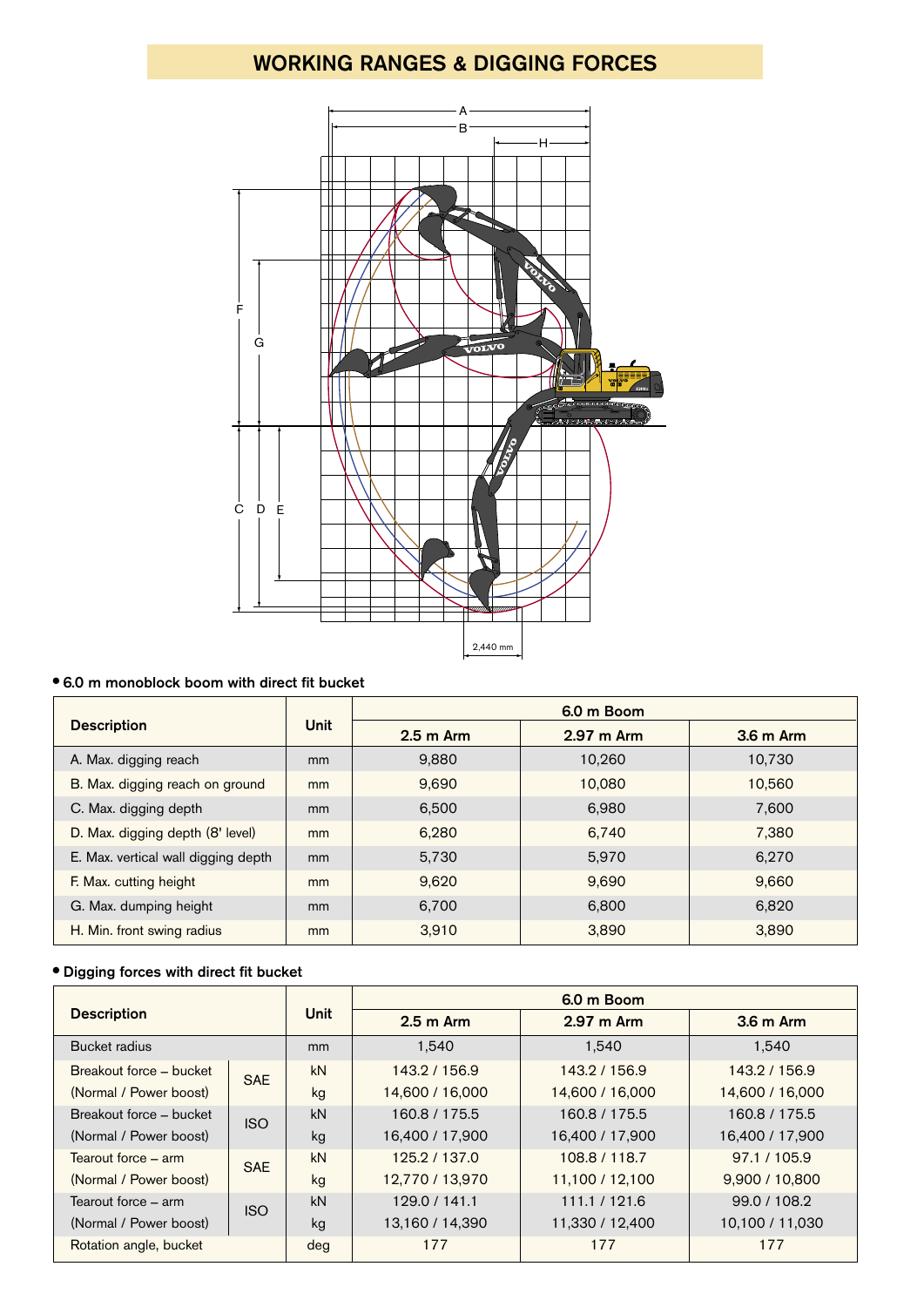# WORKING RANGES & DIGGING FORCES

- **6.0 m monoblock boom with direct fit bucket**

| Description | Unit | 6.0 m Boom | | |
|---|---|---|---|---|
| | | 2.5 m Arm | 2.97 m Arm | 3.6 m Arm |
| A. Max. digging reach | mm | 9,880 | 10,260 | 10,730 |
| B. Max. digging reach on ground | mm | 9,690 | 10,080 | 10,560 |
| C. Max. digging depth | mm | 6,500 | 6,980 | 7,600 |
| D. Max. digging depth (8' level) | mm | 6,280 | 6,740 | 7,380 |
| E. Max. vertical wall digging depth | mm | 5,730 | 5,970 | 6,270 |
| F. Max. cutting height | mm | 9,620 | 9,690 | 9,660 |
| G. Max. dumping height | mm | 6,700 | 6,800 | 6,820 |
| H. Min. front swing radius | mm | 3,910 | 3,890 | 3,890 |

- **Digging forces with direct fit bucket**

| Description | | Unit | 6.0 m Boom | | |
|---|---|---|---|---|---|
| | | | 2.5 m Arm | 2.97 m Arm | 3.6 m Arm |
| Bucket radius | | mm | 1,540 | 1,540 | 1,540 |
| Breakout force – bucket | SAE | kN | 143.2 / 156.9 | 143.2 / 156.9 | 143.2 / 156.9 |
| (Normal / Power boost) | | kg | 14,600 / 16,000 | 14,600 / 16,000 | 14,600 / 16,000 |
| Breakout force – bucket | ISO | kN | 160.8 / 175.5 | 160.8 / 175.5 | 160.8 / 175.5 |
| (Normal / Power boost) | | kg | 16,400 / 17,900 | 16,400 / 17,900 | 16,400 / 17,900 |
| Tearout force – arm | SAE | kN | 125.2 / 137.0 | 108.8 / 118.7 | 97.1 / 105.9 |
| (Normal / Power boost) | | kg | 12,770 / 13,970 | 11,100 / 12,100 | 9,900 / 10,800 |
| Tearout force – arm | ISO | kN | 129.0 / 141.1 | 111.1 / 121.6 | 99.0 / 108.2 |
| (Normal / Power boost) | | kg | 13,160 / 14,390 | 11,330 / 12,400 | 10,100 / 11,030 |
| Rotation angle, bucket | | deg | 177 | 177 | 177 |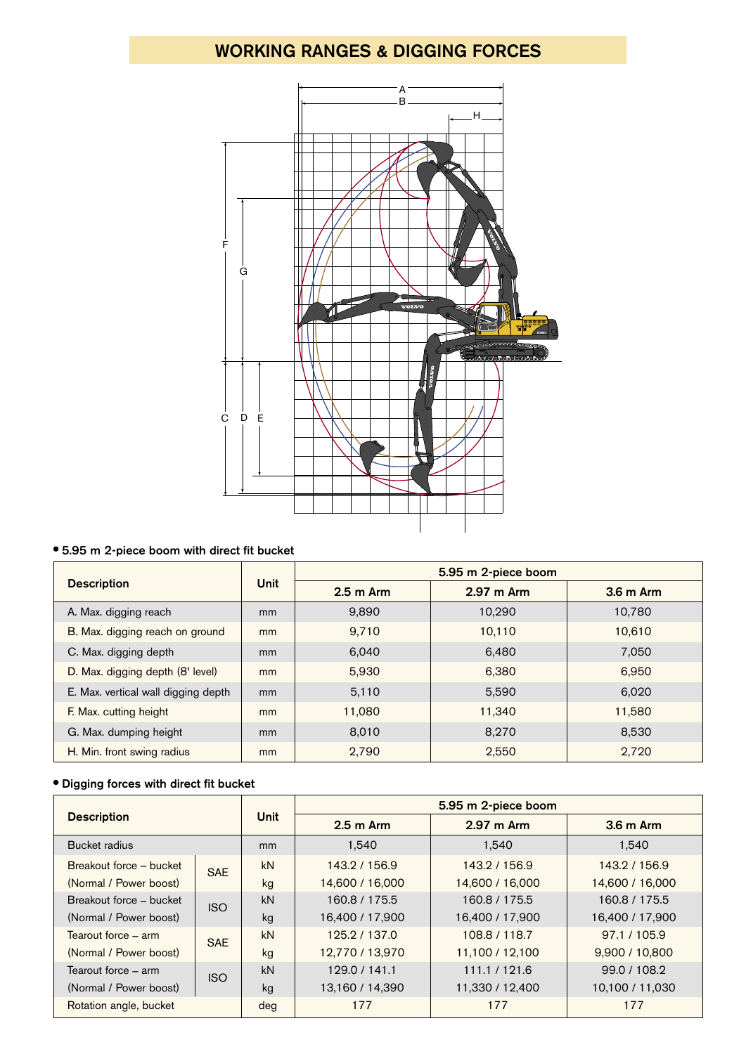## WORKING RANGES & DIGGING FORCES

- **5.95 m 2-piece boom with direct fit bucket**

| Description | Unit | 5.95 m 2-piece boom | | |
|---|---|---|---|---|
| | | 2.5 m Arm | 2.97 m Arm | 3.6 m Arm |
| A. Max. digging reach | mm | 9,890 | 10,290 | 10,780 |
| B. Max. digging reach on ground | mm | 9,710 | 10,110 | 10,610 |
| C. Max. digging depth | mm | 6,040 | 6,480 | 7,050 |
| D. Max. digging depth (8' level) | mm | 5,930 | 6,380 | 6,950 |
| E. Max. vertical wall digging depth | mm | 5,110 | 5,590 | 6,020 |
| F. Max. cutting height | mm | 11,080 | 11,340 | 11,580 |
| G. Max. dumping height | mm | 8,010 | 8,270 | 8,530 |
| H. Min. front swing radius | mm | 2,790 | 2,550 | 2,720 |

- **Digging forces with direct fit bucket**

| Description | | Unit | 5.95 m 2-piece boom | | |
|---|---|---|---|---|---|
| | | | 2.5 m Arm | 2.97 m Arm | 3.6 m Arm |
| Bucket radius | | mm | 1,540 | 1,540 | 1,540 |
| Breakout force – bucket (Normal / Power boost) | SAE | kN | 143.2 / 156.9 | 143.2 / 156.9 | 143.2 / 156.9 |
| | | kg | 14,600 / 16,000 | 14,600 / 16,000 | 14,600 / 16,000 |
| Breakout force – bucket (Normal / Power boost) | ISO | kN | 160.8 / 175.5 | 160.8 / 175.5 | 160.8 / 175.5 |
| | | kg | 16,400 / 17,900 | 16,400 / 17,900 | 16,400 / 17,900 |
| Tearout force – arm (Normal / Power boost) | SAE | kN | 125.2 / 137.0 | 108.8 / 118.7 | 97.1 / 105.9 |
| | | kg | 12,770 / 13,970 | 11,100 / 12,100 | 9,900 / 10,800 |
| Tearout force – arm (Normal / Power boost) | ISO | kN | 129.0 / 141.1 | 111.1 / 121.6 | 99.0 / 108.2 |
| | | kg | 13,160 / 14,390 | 11,330 / 12,400 | 10,100 / 11,030 |
| Rotation angle, bucket | | deg | 177 | 177 | 177 |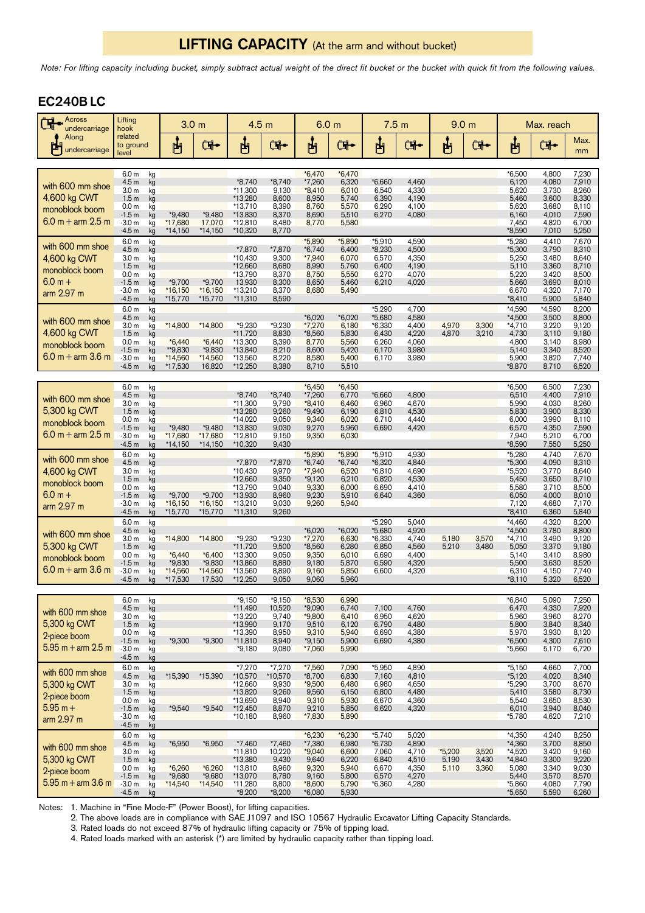## LIFTING CAPACITY (At the arm and without bucket)

*Note: For lifting capacity including bucket, simply subtract actual weight of the direct fit bucket or the bucket with quick fit from the following values.*

### EC240B LC

| Across undercarriage / Along undercarriage | Lifting hook related to ground level | | 3.0 m | | 4.5 m | | 6.0 m | | 7.5 m | | 9.0 m | | Max. reach | | |
|---|---|---|---|---|---|---|---|---|---|---|---|---|---|---|---|
| | | | Along | Across | Along | Across | Along | Across | Along | Across | Along | Across | Along | Across | Max. mm |
| with 600 mm shoe 4,600 kg CWT monoblock boom 6.0 m + arm 2.5 m | 6.0 m | kg | | | | | *6,470 | *6,470 | | | | | *6,500 | 4,800 | 7,230 |
| | 4.5 m | kg | | | *8,740 | *8,740 | *7,260 | 6,320 | *6,660 | 4,460 | | | 6,120 | 4,080 | 7,910 |
| | 3.0 m | kg | | | *11,300 | 9,130 | *8,410 | 6,010 | 6,540 | 4,330 | | | 5,620 | 3,730 | 8,260 |
| | 1.5 m | kg | | | *13,280 | 8,600 | 8,950 | 5,740 | 6,390 | 4,190 | | | 5,460 | 3,600 | 8,330 |
| | 0.0 m | kg | | | *13,710 | 8,390 | 8,760 | 5,570 | 6,290 | 4,100 | | | 5,620 | 3,680 | 8,110 |
| | -1.5 m | kg | *9,480 | *9,480 | *13,830 | 8,370 | 8,690 | 5,510 | 6,270 | 4,080 | | | 6,160 | 4,010 | 7,590 |
| | -3.0 m | kg | *17,680 | 17,070 | *12,810 | 8,480 | 8,770 | 5,580 | | | | | 7,450 | 4,820 | 6,700 |
| | -4.5 m | kg | *14,150 | *14,150 | *10,320 | 8,770 | | | | | | | *8,590 | 7,010 | 5,250 |
| with 600 mm shoe 4,600 kg CWT monoblock boom 6.0 m + arm 2.97 m | 6.0 m | kg | | | | | *5,890 | *5,890 | *5,910 | 4,590 | | | *5,280 | 4,410 | 7,670 |
| | 4.5 m | kg | | | *7,870 | *7,870 | *6,740 | 6,400 | *8,230 | 4,500 | | | *5,300 | 3,790 | 8,310 |
| | 3.0 m | kg | | | *10,430 | 9,300 | *7,940 | 6,070 | 6,570 | 4,350 | | | 5,250 | 3,480 | 8,640 |
| | 1.5 m | kg | | | *12,660 | 8,680 | 8,990 | 5,760 | 6,400 | 4,190 | | | 5,110 | 3,360 | 8,710 |
| | 0.0 m | kg | | | *13,790 | 8,370 | 8,750 | 5,550 | 6,270 | 4,070 | | | 5,220 | 3,420 | 8,500 |
| | -1.5 m | kg | *9,700 | *9,700 | 13,930 | 8,300 | 8,650 | 5,460 | 6,210 | 4,020 | | | 5,660 | 3,690 | 8,010 |
| | -3.0 m | kg | *16,150 | *16,150 | *13,210 | 8,370 | 8,680 | 5,490 | | | | | 6,670 | 4,320 | 7,170 |
| | -4.5 m | kg | *15,770 | *15,770 | *11,310 | 8,590 | | | | | | | *8,410 | 5,900 | 5,840 |
| with 600 mm shoe 4,600 kg CWT monoblock boom 6.0 m + arm 3.6 m | 6.0 m | kg | | | | | | | *5,290 | 4,700 | | | *4,590 | *4,590 | 8,200 |
| | 4.5 m | kg | | | | | *6,020 | *6,020 | *5,680 | 4,580 | | | *4,500 | 3,500 | 8,800 |
| | 3.0 m | kg | *14,800 | *14,800 | *9,230 | *9,230 | *7,270 | 6,180 | *6,330 | 4,400 | 4,970 | 3,300 | *4,710 | 3,220 | 9,120 |
| | 1.5 m | kg | | | *11,720 | 8,830 | *8,560 | 5,830 | 6,430 | 4,220 | 4,870 | 3,210 | 4,730 | 3,110 | 9,180 |
| | 0.0 m | kg | *6,440 | *6,440 | 13,300 | 8,390 | 8,770 | 5,560 | 6,260 | 4,060 | | | 4,800 | 3,140 | 8,980 |
| | -1.5 m | kg | *9,830 | *9,830 | *13,840 | 8,210 | 8,600 | 5,420 | 6,170 | 3,980 | | | 5,140 | 3,340 | 8,520 |
| | -3.0 m | kg | *14,560 | *14,560 | *13,560 | 8,220 | 8,580 | 5,400 | 6,170 | 3,980 | | | 5,900 | 3,820 | 7,740 |
| | -4.5 m | kg | *17,530 | 16,820 | *12,250 | 8,380 | 8,710 | 5,510 | | | | | *8,870 | 8,710 | 6,520 |
| with 600 mm shoe 5,300 kg CWT monoblock boom 6.0 m + arm 2.5 m | 6.0 m | kg | | | | | *6,450 | *6,450 | | | | | *6,500 | 6,500 | 7,230 |
| | 4.5 m | kg | | | *8,740 | *8,740 | *7,260 | 6,770 | *6,660 | 4,800 | | | 6,510 | 4,400 | 7,910 |
| | 3.0 m | kg | | | *11,300 | 9,790 | *8,410 | 6,460 | 6,960 | 4,670 | | | 5,990 | 4,030 | 8,260 |
| | 1.5 m | kg | | | *13,280 | 9,260 | *9,490 | 6,190 | 6,810 | 4,530 | | | 5,830 | 3,900 | 8,330 |
| | 0.0 m | kg | | | *14,020 | 9,050 | 9,340 | 6,020 | 6,710 | 4,440 | | | 6,000 | 3,990 | 8,110 |
| | -1.5 m | kg | *9,480 | *9,480 | *13,830 | 9,030 | 9,270 | 5,960 | 6,690 | 4,420 | | | 6,570 | 4,350 | 7,590 |
| | -3.0 m | kg | *17,680 | *17,680 | *12,810 | 9,150 | 9,350 | 6,030 | | | | | 7,940 | 5,210 | 6,700 |
| | -4.5 m | kg | *14,150 | *14,150 | *10,320 | 9,430 | | | | | | | *8,590 | 7,550 | 5,250 |
| with 600 mm shoe 4,600 kg CWT monoblock boom 6.0 m + arm 2.97 m | 6.0 m | kg | | | | | *5,890 | *5,890 | *5,910 | 4,930 | | | *5,280 | 4,740 | 7,670 |
| | 4.5 m | kg | | | *7,870 | *7,870 | *6,740 | *6,740 | *6,320 | 4,840 | | | *5,300 | 4,090 | 8,310 |
| | 3.0 m | kg | | | *10,430 | 9,970 | *7,940 | 6,520 | *6,810 | 4,690 | | | *5,520 | 3,770 | 8,640 |
| | 1.5 m | kg | | | *12,660 | 9,350 | *9,120 | 6,210 | 6,820 | 4,530 | | | 5,450 | 3,650 | 8,710 |
| | 0.0 m | kg | | | *13,790 | 9,040 | 9,330 | 6,000 | 6,690 | 4,410 | | | 5,580 | 3,710 | 8,500 |
| | -1.5 m | kg | *9,700 | *9,700 | *13,930 | 8,960 | 9,230 | 5,910 | 6,640 | 4,360 | | | 6,050 | 4,000 | 8,010 |
| | -3.0 m | kg | *16,150 | *16,150 | *13,210 | 9,030 | 9,260 | 5,940 | | | | | 7,120 | 4,680 | 7,170 |
| | -4.5 m | kg | *15,770 | *15,770 | *11,310 | 9,260 | | | | | | | *8,410 | 6,360 | 5,840 |
| with 600 mm shoe 5,300 kg CWT monoblock boom 6.0 m + arm 3.6 m | 6.0 m | kg | | | | | | | *5,290 | 5,040 | | | *4,460 | 4,320 | 8,200 |
| | 4.5 m | kg | | | | | *6,020 | *6,020 | *5,680 | 4,920 | | | *4,500 | 3,780 | 8,800 |
| | 3.0 m | kg | *14,800 | *14,800 | *9,230 | *9,230 | *7,270 | 6,630 | *6,330 | 4,740 | 5,180 | 3,570 | *4,710 | 3,490 | 9,120 |
| | 1.5 m | kg | | | *11,720 | 9,500 | *8,560 | 6,280 | 6,850 | 4,560 | 5,210 | 3,480 | 5,050 | 3,370 | 9,180 |
| | 0.0 m | kg | *6,440 | *6,400 | 13,300 | 9,050 | 9,350 | 6,010 | 6,690 | 4,400 | | | 5,140 | 3,410 | 8,980 |
| | -1.5 m | kg | *9,830 | *9,830 | *13,860 | 8,880 | 9,180 | 5,870 | 6,590 | 4,320 | | | 5,500 | 3,630 | 8,520 |
| | -3.0 m | kg | *14,560 | *14,560 | *13,560 | 8,890 | 9,160 | 5,850 | 6,600 | 4,320 | | | 6,310 | 4,150 | 7,740 |
| | -4.5 m | kg | *17,530 | 17,530 | *12,250 | 9,050 | 9,060 | 5,960 | | | | | *8,110 | 5,320 | 6,520 |
| with 600 mm shoe 5,300 kg CWT 2-piece boom 5.95 m + arm 2.5 m | 6.0 m | kg | | | *9,150 | *9,150 | *8,530 | 6,990 | | | | | *6,840 | 5,090 | 7,250 |
| | 4.5 m | kg | | | *11,490 | 10,520 | *9,090 | 6,740 | 7,100 | 4,760 | | | 6,470 | 4,330 | 7,920 |
| | 3.0 m | kg | | | *13,220 | 9,740 | *9,800 | 6,410 | 6,950 | 4,620 | | | 5,960 | 3,960 | 8,270 |
| | 1.5 m | kg | | | *13,990 | 9,170 | 9,510 | 6,120 | 6,790 | 4,480 | | | 5,800 | 3,840 | 8,340 |
| | 0.0 m | kg | | | *13,390 | 8,950 | 9,310 | 5,940 | 6,690 | 4,380 | | | 5,970 | 3,930 | 8,120 |
| | -1.5 m | kg | *9,300 | *9,300 | *11,810 | 8,940 | *9,150 | 5,900 | 6,690 | 4,380 | | | *6,500 | 4,300 | 7,610 |
| | -3.0 m | kg | | | *9,180 | 9,080 | *7,060 | 5,990 | | | | | *5,660 | 5,170 | 6,720 |
| | -4.5 m | kg | | | | | | | | | | | | | |
| with 600 mm shoe 5,300 kg CWT 2-piece boom 5.95 m + arm 2.97 m | 6.0 m | kg | | | *7,270 | *7,270 | *7,560 | 7,090 | *5,950 | 4,890 | | | *5,150 | 4,660 | 7,700 |
| | 4.5 m | kg | *15,390 | *15,390 | *10,570 | *10,570 | *8,700 | 6,830 | 7,160 | 4,810 | | | *5,120 | 4,020 | 8,340 |
| | 3.0 m | kg | | | *12,660 | 9,930 | *9,500 | 6,480 | 6,980 | 4,650 | | | *5,290 | 3,700 | 8,670 |
| | 1.5 m | kg | | | *13,820 | 9,260 | 9,560 | 6,150 | 6,800 | 4,480 | | | 5,410 | 3,580 | 8,730 |
| | 0.0 m | kg | | | *13,690 | 8,940 | 9,310 | 5,930 | 6,670 | 4,360 | | | 5,540 | 3,650 | 8,530 |
| | -1.5 m | kg | *9,540 | *9,540 | *12,450 | 8,870 | 9,210 | 5,850 | 6,620 | 4,320 | | | 6,010 | 3,940 | 8,040 |
| | -3.0 m | kg | | | *10,180 | 8,960 | *7,830 | 5,890 | | | | | *5,780 | 4,620 | 7,210 |
| | -4.5 m | kg | | | | | | | | | | | | | |
| with 600 mm shoe 5,300 kg CWT 2-piece boom 5.95 m + arm 3.6 m | 6.0 m | kg | | | | | *6,230 | *6,230 | *5,740 | 5,020 | | | *4,350 | 4,240 | 8,250 |
| | 4.5 m | kg | *6,950 | *6,950 | *7,460 | *7,460 | *7,380 | 6,980 | *6,730 | 4,890 | | | *4,360 | 3,700 | 8,850 |
| | 3.0 m | kg | | | *11,810 | 10,220 | *9,040 | 6,600 | 7,060 | 4,710 | *5,200 | 3,520 | *4,520 | 3,420 | 9,160 |
| | 1.5 m | kg | | | *13,380 | 9,430 | 9,640 | 6,220 | 6,840 | 4,510 | 5,190 | 3,430 | *4,840 | 3,300 | 9,220 |
| | 0.0 m | kg | *6,260 | *6,260 | *13,810 | 8,960 | 9,320 | 5,940 | 6,670 | 4,350 | 5,110 | 3,360 | 5,080 | 3,340 | 9,030 |
| | -1.5 m | kg | *9,680 | *9,680 | *13,070 | 8,780 | 9,160 | 5,800 | 6,570 | 4,270 | | | 5,440 | 3,570 | 8,570 |
| | -3.0 m | kg | *14,540 | *14,540 | *11,280 | 8,800 | *8,600 | 5,790 | *6,360 | 4,280 | | | *5,860 | 4,080 | 7,790 |
| | -4.5 m | kg | | | *8,200 | *8,200 | *6,080 | 5,930 | | | | | *5,650 | 5,590 | 6,260 |

Notes:
1. Machine in "Fine Mode-F" (Power Boost), for lifting capacities.
2. The above loads are in compliance with SAE J1097 and ISO 10567 Hydraulic Excavator Lifting Capacity Standards.
3. Rated loads do not exceed 87% of hydraulic lifting capacity or 75% of tipping load.
4. Rated loads marked with an asterisk (*) are limited by hydraulic capacity rather than tipping load.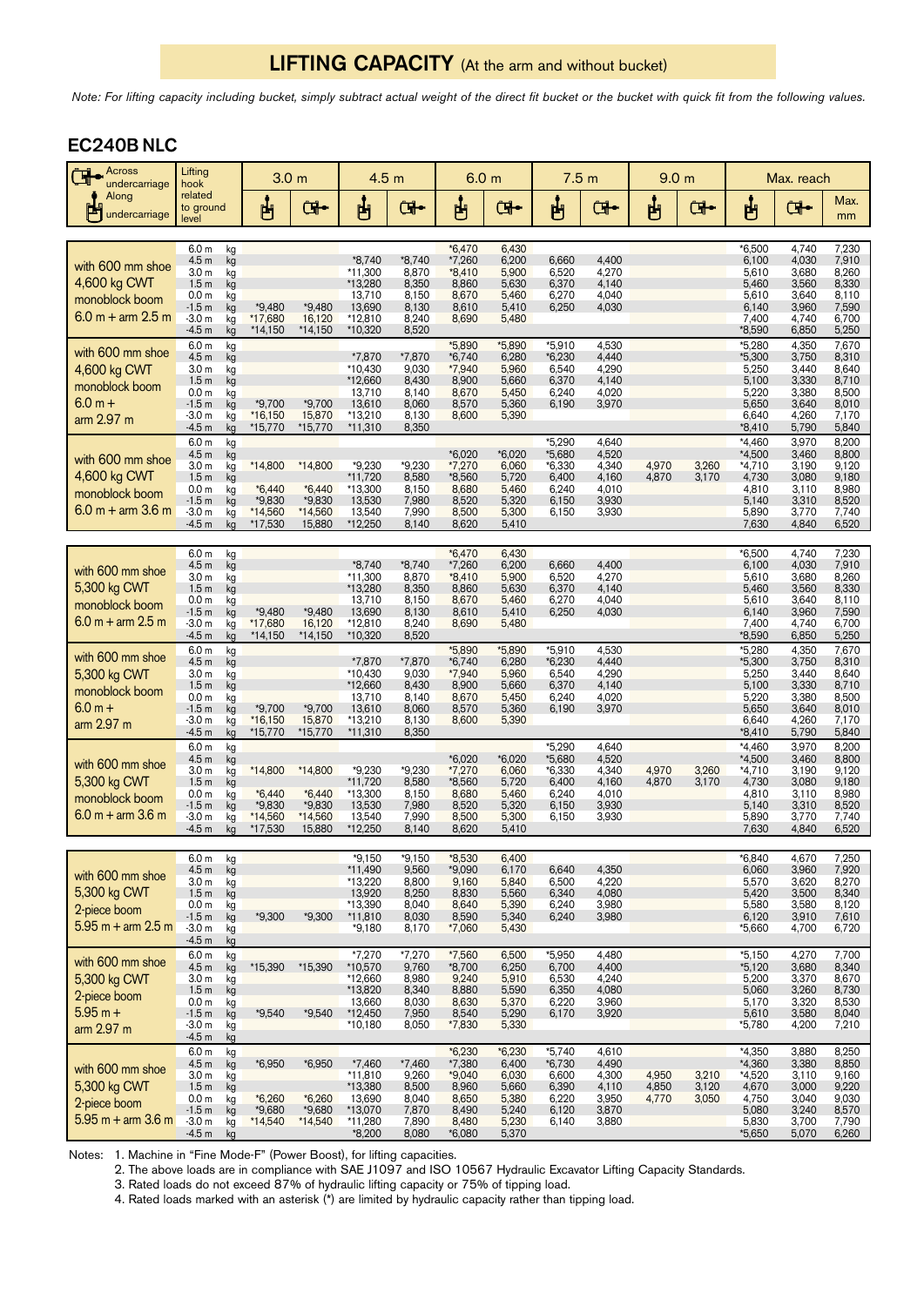# LIFTING CAPACITY (At the arm and without bucket)

*Note: For lifting capacity including bucket, simply subtract actual weight of the direct fit bucket or the bucket with quick fit from the following values.*

## EC240B NLC

| Across undercarriage / Along undercarriage | Lifting hook related to ground level | | 3.0 m Along | 3.0 m Across | 4.5 m Along | 4.5 m Across | 6.0 m Along | 6.0 m Across | 7.5 m Along | 7.5 m Across | 9.0 m Along | 9.0 m Across | Max. reach Along | Max. reach Across | Max. mm |
|---|---|---|---|---|---|---|---|---|---|---|---|---|---|---|---|
| with 600 mm shoe 4,600 kg CWT monoblock boom 6.0 m + arm 2.5 m | 6.0 m | kg | | | | | *6,470 | 6,430 | | | | | *6,500 | 4,740 | 7,230 |
| | 4.5 m | kg | | | *8,740 | *8,740 | *7,260 | 6,200 | 6,660 | 4,400 | | | 6,100 | 4,030 | 7,910 |
| | 3.0 m | kg | | | *11,300 | 8,870 | *8,410 | 5,900 | 6,520 | 4,270 | | | 5,610 | 3,680 | 8,260 |
| | 1.5 m | kg | | | *13,280 | 8,350 | 8,860 | 5,630 | 6,370 | 4,140 | | | 5,460 | 3,560 | 8,330 |
| | 0.0 m | kg | | | 13,710 | 8,150 | 8,670 | 5,460 | 6,270 | 4,040 | | | 5,610 | 3,640 | 8,110 |
| | -1.5 m | kg | *9,480 | *9,480 | 13,690 | 8,130 | 8,610 | 5,410 | 6,250 | 4,030 | | | 6,140 | 3,960 | 7,590 |
| | -3.0 m | kg | *17,680 | 16,120 | *12,810 | 8,240 | 8,690 | 5,480 | | | | | 7,400 | 4,740 | 6,700 |
| | -4.5 m | kg | *14,150 | *14,150 | *10,320 | 8,520 | | | | | | | *8,590 | 6,850 | 5,250 |
| with 600 mm shoe 4,600 kg CWT monoblock boom 6.0 m + arm 2.97 m | 6.0 m | kg | | | | | *5,890 | *5,890 | *5,910 | 4,530 | | | *5,280 | 4,350 | 7,670 |
| | 4.5 m | kg | | | *7,870 | *7,870 | *6,740 | 6,280 | *6,230 | 4,440 | | | *5,300 | 3,750 | 8,310 |
| | 3.0 m | kg | | | *10,430 | 9,030 | *7,940 | 5,960 | 6,540 | 4,290 | | | 5,250 | 3,440 | 8,640 |
| | 1.5 m | kg | | | *12,660 | 8,430 | 8,900 | 5,660 | 6,370 | 4,140 | | | 5,100 | 3,330 | 8,710 |
| | 0.0 m | kg | | | 13,710 | 8,140 | 8,670 | 5,450 | 6,240 | 4,020 | | | 5,220 | 3,380 | 8,500 |
| | -1.5 m | kg | *9,700 | *9,700 | 13,610 | 8,060 | 8,570 | 5,360 | 6,190 | 3,970 | | | 5,650 | 3,640 | 8,010 |
| | -3.0 m | kg | *16,150 | 15,870 | *13,210 | 8,130 | 8,600 | 5,390 | | | | | 6,640 | 4,260 | 7,170 |
| | -4.5 m | kg | *15,770 | *15,770 | *11,310 | 8,350 | | | | | | | *8,410 | 5,790 | 5,840 |
| with 600 mm shoe 4,600 kg CWT monoblock boom 6.0 m + arm 3.6 m | 6.0 m | kg | | | | | | | *5,290 | 4,640 | | | *4,460 | 3,970 | 8,200 |
| | 4.5 m | kg | | | | | *6,020 | *6,020 | *5,680 | 4,520 | | | *4,500 | 3,460 | 8,800 |
| | 3.0 m | kg | *14,800 | *14,800 | *9,230 | *9,230 | *7,270 | 6,060 | *6,330 | 4,340 | 4,970 | 3,260 | *4,710 | 3,190 | 9,120 |
| | 1.5 m | kg | | | *11,720 | 8,580 | *8,560 | 5,720 | 6,400 | 4,160 | 4,870 | 3,170 | 4,730 | 3,080 | 9,180 |
| | 0.0 m | kg | *6,440 | *6,440 | *13,300 | 8,150 | 8,680 | 5,460 | 6,240 | 4,010 | | | 4,810 | 3,110 | 8,980 |
| | -1.5 m | kg | *9,830 | *9,830 | 13,530 | 7,980 | 8,520 | 5,320 | 6,150 | 3,930 | | | 5,140 | 3,310 | 8,520 |
| | -3.0 m | kg | *14,560 | *14,560 | 13,540 | 7,990 | 8,500 | 5,300 | 6,150 | 3,930 | | | 5,890 | 3,770 | 7,740 |
| | -4.5 m | kg | *17,530 | 15,880 | *12,250 | 8,140 | 8,620 | 5,410 | | | | | 7,630 | 4,840 | 6,520 |
| with 600 mm shoe 5,300 kg CWT monoblock boom 6.0 m + arm 2.5 m | 6.0 m | kg | | | | | *6,470 | 6,430 | | | | | *6,500 | 4,740 | 7,230 |
| | 4.5 m | kg | | | *8,740 | *8,740 | *7,260 | 6,200 | 6,660 | 4,400 | | | 6,100 | 4,030 | 7,910 |
| | 3.0 m | kg | | | *11,300 | 8,870 | *8,410 | 5,900 | 6,520 | 4,270 | | | 5,610 | 3,680 | 8,260 |
| | 1.5 m | kg | | | *13,280 | 8,350 | 8,860 | 5,630 | 6,370 | 4,140 | | | 5,460 | 3,560 | 8,330 |
| | 0.0 m | kg | | | 13,710 | 8,150 | 8,670 | 5,460 | 6,270 | 4,040 | | | 5,610 | 3,640 | 8,110 |
| | -1.5 m | kg | *9,480 | *9,480 | 13,690 | 8,130 | 8,610 | 5,410 | 6,250 | 4,030 | | | 6,140 | 3,960 | 7,590 |
| | -3.0 m | kg | *17,680 | 16,120 | *12,810 | 8,240 | 8,690 | 5,480 | | | | | 7,400 | 4,740 | 6,700 |
| | -4.5 m | kg | *14,150 | *14,150 | *10,320 | 8,520 | | | | | | | *8,590 | 6,850 | 5,250 |
| with 600 mm shoe 5,300 kg CWT monoblock boom 6.0 m + arm 2.97 m | 6.0 m | kg | | | | | *5,890 | *5,890 | *5,910 | 4,530 | | | *5,280 | 4,350 | 7,670 |
| | 4.5 m | kg | | | *7,870 | *7,870 | *6,740 | 6,280 | *6,230 | 4,440 | | | *5,300 | 3,750 | 8,310 |
| | 3.0 m | kg | | | *10,430 | 9,030 | *7,940 | 5,960 | 6,540 | 4,290 | | | 5,250 | 3,440 | 8,640 |
| | 1.5 m | kg | | | *12,660 | 8,430 | 8,900 | 5,660 | 6,370 | 4,140 | | | 5,100 | 3,330 | 8,710 |
| | 0.0 m | kg | | | 13,710 | 8,140 | 8,670 | 5,450 | 6,240 | 4,020 | | | 5,220 | 3,380 | 8,500 |
| | -1.5 m | kg | *9,700 | *9,700 | 13,610 | 8,060 | 8,570 | 5,360 | 6,190 | 3,970 | | | 5,650 | 3,640 | 8,010 |
| | -3.0 m | kg | *16,150 | 15,870 | *13,210 | 8,130 | 8,600 | 5,390 | | | | | 6,640 | 4,260 | 7,170 |
| | -4.5 m | kg | *15,770 | *15,770 | *11,310 | 8,350 | | | | | | | *8,410 | 5,790 | 5,840 |
| with 600 mm shoe 5,300 kg CWT monoblock boom 6.0 m + arm 3.6 m | 6.0 m | kg | | | | | | | *5,290 | 4,640 | | | *4,460 | 3,970 | 8,200 |
| | 4.5 m | kg | | | | | *6,020 | *6,020 | *5,680 | 4,520 | | | *4,500 | 3,460 | 8,800 |
| | 3.0 m | kg | *14,800 | *14,800 | *9,230 | *9,230 | *7,270 | 6,060 | *6,330 | 4,340 | 4,970 | 3,260 | *4,710 | 3,190 | 9,120 |
| | 1.5 m | kg | | | *11,720 | 8,580 | *8,560 | 5,720 | 6,400 | 4,160 | 4,870 | 3,170 | 4,730 | 3,080 | 9,180 |
| | 0.0 m | kg | *6,440 | *6,440 | *13,300 | 8,150 | 8,680 | 5,460 | 6,240 | 4,010 | | | 4,810 | 3,110 | 8,980 |
| | -1.5 m | kg | *9,830 | *9,830 | 13,530 | 7,980 | 8,520 | 5,320 | 6,150 | 3,930 | | | 5,140 | 3,310 | 8,520 |
| | -3.0 m | kg | *14,560 | *14,560 | 13,540 | 7,990 | 8,500 | 5,300 | 6,150 | 3,930 | | | 5,890 | 3,770 | 7,740 |
| | -4.5 m | kg | *17,530 | 15,880 | *12,250 | 8,140 | 8,620 | 5,410 | | | | | 7,630 | 4,840 | 6,520 |
| with 600 mm shoe 5,300 kg CWT 2-piece boom 5.95 m + arm 2.5 m | 6.0 m | kg | | | *9,150 | *9,150 | *8,530 | 6,400 | | | | | *6,840 | 4,670 | 7,250 |
| | 4.5 m | kg | | | *11,490 | 9,560 | *9,090 | 6,170 | 6,640 | 4,350 | | | 6,060 | 3,960 | 7,920 |
| | 3.0 m | kg | | | *13,220 | 8,800 | 9,160 | 5,840 | 6,500 | 4,220 | | | 5,570 | 3,620 | 8,270 |
| | 1.5 m | kg | | | 13,920 | 8,250 | 8,830 | 5,560 | 6,340 | 4,080 | | | 5,420 | 3,500 | 8,340 |
| | 0.0 m | kg | | | *13,390 | 8,040 | 8,640 | 5,390 | 6,240 | 3,980 | | | 5,580 | 3,580 | 8,120 |
| | -1.5 m | kg | *9,300 | *9,300 | *11,810 | 8,030 | 8,590 | 5,340 | 6,240 | 3,980 | | | 6,120 | 3,910 | 7,610 |
| | -3.0 m | kg | | | *9,180 | 8,170 | *7,060 | 5,430 | | | | | *5,660 | 4,700 | 6,720 |
| | -4.5 m | kg | | | | | | | | | | | | | |
| with 600 mm shoe 5,300 kg CWT 2-piece boom 5.95 m + arm 2.97 m | 6.0 m | kg | | | *7,270 | *7,270 | *7,560 | 6,500 | *5,950 | 4,480 | | | *5,150 | 4,270 | 7,700 |
| | 4.5 m | kg | *15,390 | *15,390 | *10,570 | 9,760 | *8,700 | 6,250 | 6,700 | 4,400 | | | *5,120 | 3,680 | 8,340 |
| | 3.0 m | kg | | | *12,660 | 8,980 | 9,240 | 5,910 | 6,530 | 4,240 | | | 5,200 | 3,370 | 8,670 |
| | 1.5 m | kg | | | *13,820 | 8,340 | 8,880 | 5,590 | 6,350 | 4,080 | | | 5,060 | 3,260 | 8,730 |
| | 0.0 m | kg | | | 13,660 | 8,030 | 8,630 | 5,370 | 6,220 | 3,960 | | | 5,170 | 3,320 | 8,530 |
| | -1.5 m | kg | *9,540 | *9,540 | *12,450 | 7,950 | 8,540 | 5,290 | 6,170 | 3,920 | | | 5,610 | 3,580 | 8,040 |
| | -3.0 m | kg | | | *10,180 | 8,050 | *7,830 | 5,330 | | | | | *5,780 | 4,200 | 7,210 |
| | -4.5 m | kg | | | | | | | | | | | | | |
| with 600 mm shoe 5,300 kg CWT 2-piece boom 5.95 m + arm 3.6 m | 6.0 m | kg | | | | | *6,230 | *6,230 | *5,740 | 4,610 | | | *4,350 | 3,880 | 8,250 |
| | 4.5 m | kg | *6,950 | *6,950 | *7,460 | *7,460 | *7,380 | 6,400 | *6,730 | 4,490 | | | *4,360 | 3,380 | 8,850 |
| | 3.0 m | kg | | | *11,810 | 9,260 | *9,040 | 6,030 | 6,600 | 4,300 | 4,950 | 3,210 | *4,520 | 3,110 | 9,160 |
| | 1.5 m | kg | | | *13,380 | 8,500 | 8,960 | 5,660 | 6,390 | 4,110 | 4,850 | 3,120 | 4,670 | 3,000 | 9,220 |
| | 0.0 m | kg | *6,260 | *6,260 | 13,690 | 8,040 | 8,650 | 5,380 | 6,220 | 3,950 | 4,770 | 3,050 | 4,750 | 3,040 | 9,030 |
| | -1.5 m | kg | *9,680 | *9,680 | *13,070 | 7,870 | 8,490 | 5,240 | 6,120 | 3,870 | | | 5,080 | 3,240 | 8,570 |
| | -3.0 m | kg | *14,540 | *14,540 | *11,280 | 7,890 | 8,480 | 5,230 | 6,140 | 3,880 | | | 5,830 | 3,700 | 7,790 |
| | -4.5 m | kg | | | *8,200 | 8,080 | *6,080 | 5,370 | | | | | *5,650 | 5,070 | 6,260 |

Notes:
1. Machine in "Fine Mode-F" (Power Boost), for lifting capacities.
2. The above loads are in compliance with SAE J1097 and ISO 10567 Hydraulic Excavator Lifting Capacity Standards.
3. Rated loads do not exceed 87% of hydraulic lifting capacity or 75% of tipping load.
4. Rated loads marked with an asterisk (*) are limited by hydraulic capacity rather than tipping load.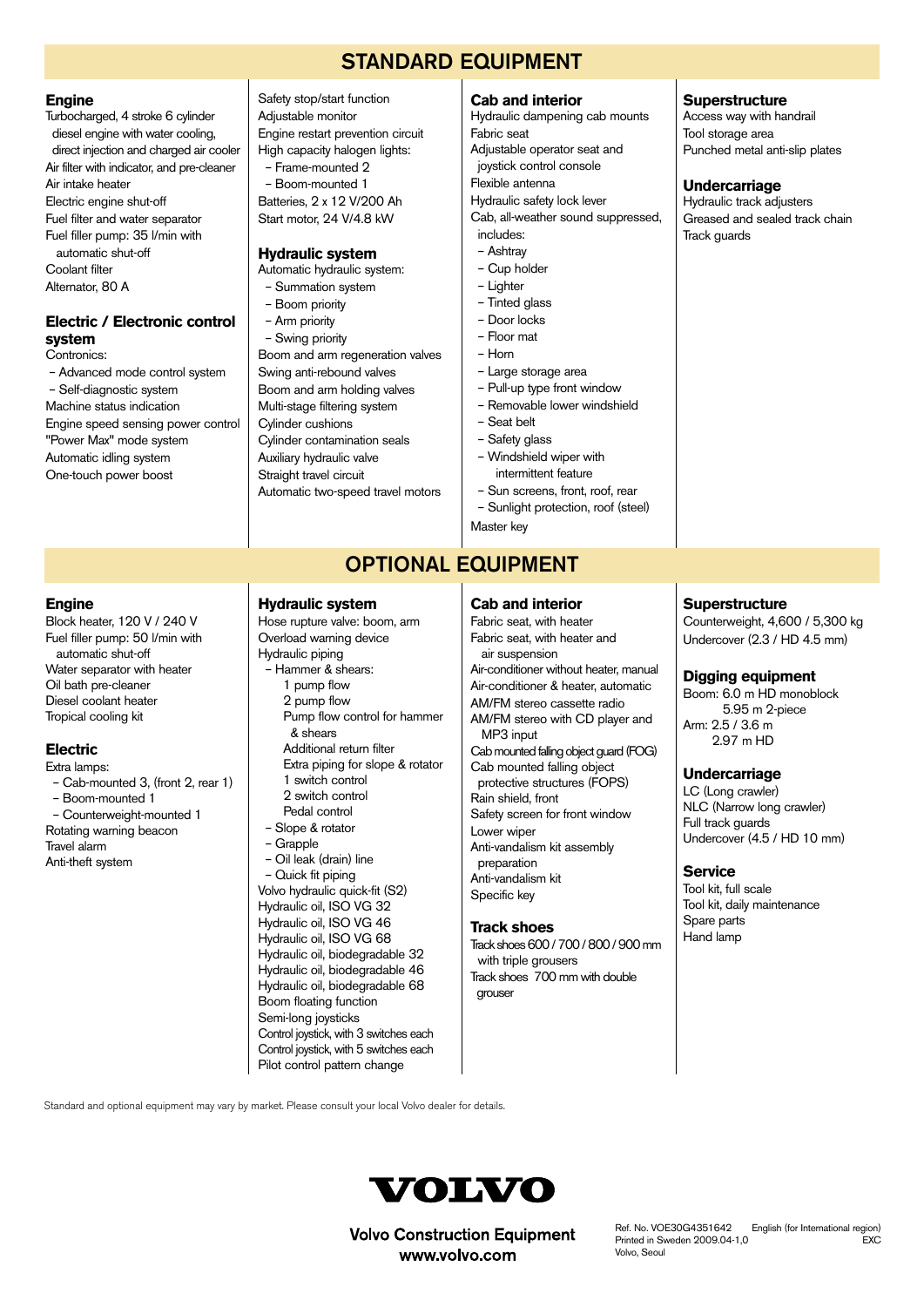# STANDARD EQUIPMENT

### Engine

Turbocharged, 4 stroke 6 cylinder diesel engine with water cooling, direct injection and charged air cooler
Air filter with indicator, and pre-cleaner
Air intake heater
Electric engine shut-off
Fuel filter and water separator
Fuel filler pump: 35 l/min with automatic shut-off
Coolant filter
Alternator, 80 A

### Electric / Electronic control system

Contronics:
- Advanced mode control system
- Self-diagnostic system

Machine status indication
Engine speed sensing power control
"Power Max" mode system
Automatic idling system
One-touch power boost
Safety stop/start function
Adjustable monitor
Engine restart prevention circuit
High capacity halogen lights:
- Frame-mounted 2
- Boom-mounted 1

Batteries, 2 x 12 V/200 Ah
Start motor, 24 V/4.8 kW

### Hydraulic system

Automatic hydraulic system:
- Summation system
- Boom priority
- Arm priority
- Swing priority

Boom and arm regeneration valves
Swing anti-rebound valves
Boom and arm holding valves
Multi-stage filtering system
Cylinder cushions
Cylinder contamination seals
Auxiliary hydraulic valve
Straight travel circuit
Automatic two-speed travel motors

### Cab and interior

Hydraulic dampening cab mounts
Fabric seat
Adjustable operator seat and joystick control console
Flexible antenna
Hydraulic safety lock lever
Cab, all-weather sound suppressed, includes:
- Ashtray
- Cup holder
- Lighter
- Tinted glass
- Door locks
- Floor mat
- Horn
- Large storage area
- Pull-up type front window
- Removable lower windshield
- Seat belt
- Safety glass
- Windshield wiper with intermittent feature
- Sun screens, front, roof, rear
- Sunlight protection, roof (steel)

Master key

### Superstructure

Access way with handrail
Tool storage area
Punched metal anti-slip plates

### Undercarriage

Hydraulic track adjusters
Greased and sealed track chain
Track guards

# OPTIONAL EQUIPMENT

### Engine

Block heater, 120 V / 240 V
Fuel filler pump: 50 l/min with automatic shut-off
Water separator with heater
Oil bath pre-cleaner
Diesel coolant heater
Tropical cooling kit

### Electric

Extra lamps:
- Cab-mounted 3, (front 2, rear 1)
- Boom-mounted 1
- Counterweight-mounted 1

Rotating warning beacon
Travel alarm
Anti-theft system

### Hydraulic system

Hose rupture valve: boom, arm
Overload warning device
Hydraulic piping
- Hammer & shears:
  - 1 pump flow
  - 2 pump flow
  - Pump flow control for hammer & shears
  - Additional return filter
  - Extra piping for slope & rotator
  - 1 switch control
  - 2 switch control
  - Pedal control
- Slope & rotator
- Grapple
- Oil leak (drain) line
- Quick fit piping

Volvo hydraulic quick-fit (S2)
Hydraulic oil, ISO VG 32
Hydraulic oil, ISO VG 46
Hydraulic oil, ISO VG 68
Hydraulic oil, biodegradable 32
Hydraulic oil, biodegradable 46
Hydraulic oil, biodegradable 68
Boom floating function
Semi-long joysticks
Control joystick, with 3 switches each
Control joystick, with 5 switches each
Pilot control pattern change

### Cab and interior

Fabric seat, with heater
Fabric seat, with heater and air suspension
Air-conditioner without heater, manual
Air-conditioner & heater, automatic
AM/FM stereo cassette radio
AM/FM stereo with CD player and MP3 input
Cab mounted falling object guard (FOG)
Cab mounted falling object protective structures (FOPS)
Rain shield, front
Safety screen for front window
Lower wiper
Anti-vandalism kit assembly preparation
Anti-vandalism kit
Specific key

### Track shoes

Track shoes 600 / 700 / 800 / 900 mm with triple grousers
Track shoes 700 mm with double grouser

### Superstructure

Counterweight, 4,600 / 5,300 kg
Undercover (2.3 / HD 4.5 mm)

### Digging equipment

Boom: 6.0 m HD monoblock
5.95 m 2-piece
Arm: 2.5 / 3.6 m
2.97 m HD

### Undercarriage

LC (Long crawler)
NLC (Narrow long crawler)
Full track guards
Undercover (4.5 / HD 10 mm)

### Service

Tool kit, full scale
Tool kit, daily maintenance
Spare parts
Hand lamp

Standard and optional equipment may vary by market. Please consult your local Volvo dealer for details.

VOLVO

Volvo Construction Equipment
www.volvo.com

Ref. No. VOE30G4351642 English (for International region)
Printed in Sweden 2009.04-1,0 EXC
Volvo, Seoul